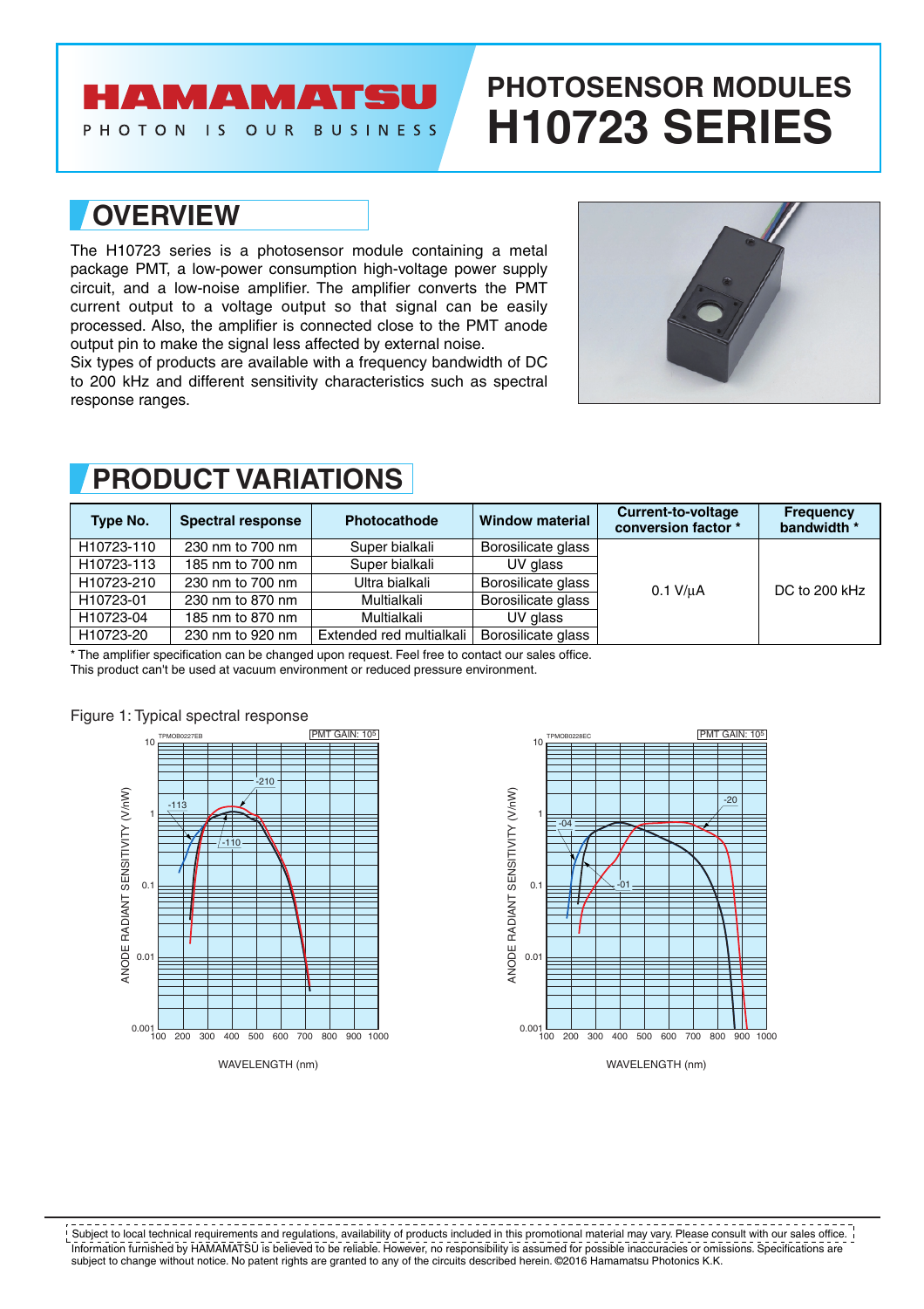# PHOTOSENSOR MODULES H10723 SERIES

## OVERVIEW

The H10723 series is a photosensor module containing a metal package PMT, a low-power consumption high-voltage power supply circuit, and a low-noise amplifier. The amplifier converts the PMT current output to a voltage output so that signal can be easily processed. Also, the amplifier is connected close to the PMT anode output pin to make the signal less affected by external noise.

Six types of products are available with a frequency bandwidth of DC to 200 kHz and different sensitivity characteristics such as spectral response ranges.

## PRODUCT VARIATIONS

| Type No. | Spectral response | Photocathode | Window material | Current-to-voltage conversion factor * | Frequency bandwidth * |
|---|---|---|---|---|---|
| H10723-110 | 230 nm to 700 nm | Super bialkali | Borosilicate glass | 0.1 V/μA | DC to 200 kHz |
| H10723-113 | 185 nm to 700 nm | Super bialkali | UV glass | | |
| H10723-210 | 230 nm to 700 nm | Ultra bialkali | Borosilicate glass | | |
| H10723-01 | 230 nm to 870 nm | Multialkali | Borosilicate glass | | |
| H10723-04 | 185 nm to 870 nm | Multialkali | UV glass | | |
| H10723-20 | 230 nm to 920 nm | Extended red multialkali | Borosilicate glass | | |

* The amplifier specification can be changed upon request. Feel free to contact our sales office.
This product can't be used at vacuum environment or reduced pressure environment.

Figure 1: Typical spectral response

Subject to local technical requirements and regulations, availability of products included in this promotional material may vary. Please consult with our sales office.
Information furnished by HAMAMATSU is believed to be reliable. However, no responsibility is assumed for possible inaccuracies or omissions. Specifications are subject to change without notice. No patent rights are granted to any of the circuits described herein. ©2016 Hamamatsu Photonics K.K.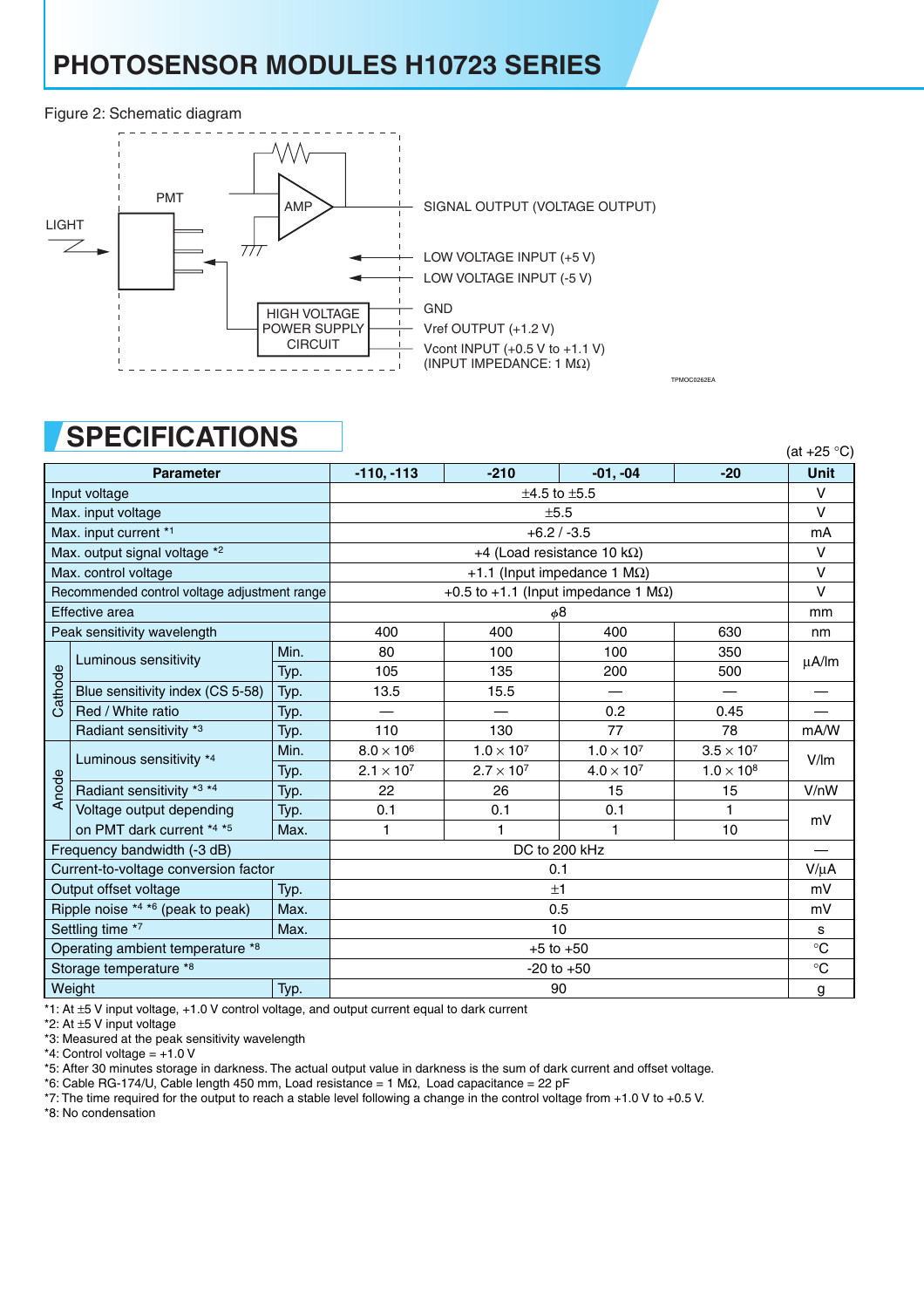# PHOTOSENSOR MODULES H10723 SERIES

Figure 2: Schematic diagram

LIGHT

PMT

AMP

HIGH VOLTAGE POWER SUPPLY CIRCUIT

SIGNAL OUTPUT (VOLTAGE OUTPUT)

LOW VOLTAGE INPUT (+5 V)

LOW VOLTAGE INPUT (-5 V)

GND

Vref OUTPUT (+1.2 V)

Vcont INPUT (+0.5 V to +1.1 V)
(INPUT IMPEDANCE: 1 MΩ)

TPMOC0262EA

## SPECIFICATIONS

(at +25 °C)

| Parameter | | | -110, -113 | -210 | -01, -04 | -20 | Unit |
|---|---|---|---|---|---|---|---|
| Input voltage | | | ±4.5 to ±5.5 | | | | V |
| Max. input voltage | | | ±5.5 | | | | V |
| Max. input current *1 | | | +6.2 / -3.5 | | | | mA |
| Max. output signal voltage *2 | | | +4 (Load resistance 10 kΩ) | | | | V |
| Max. control voltage | | | +1.1 (Input impedance 1 MΩ) | | | | V |
| Recommended control voltage adjustment range | | | +0.5 to +1.1 (Input impedance 1 MΩ) | | | | V |
| Effective area | | | ϕ8 | | | | mm |
| Peak sensitivity wavelength | | | 400 | 400 | 400 | 630 | nm |
| Cathode | Luminous sensitivity | Min. | 80 | 100 | 100 | 350 | µA/lm |
| | | Typ. | 105 | 135 | 200 | 500 | |
| | Blue sensitivity index (CS 5-58) | Typ. | 13.5 | 15.5 | — | — | — |
| | Red / White ratio | Typ. | — | — | 0.2 | 0.45 | — |
| | Radiant sensitivity *3 | Typ. | 110 | 130 | 77 | 78 | mA/W |
| Anode | Luminous sensitivity *4 | Min. | $8.0 \times 10^6$ | $1.0 \times 10^7$ | $1.0 \times 10^7$ | $3.5 \times 10^7$ | V/lm |
| | | Typ. | $2.1 \times 10^7$ | $2.7 \times 10^7$ | $4.0 \times 10^7$ | $1.0 \times 10^8$ | |
| | Radiant sensitivity *3 *4 | Typ. | 22 | 26 | 15 | 15 | V/nW |
| | Voltage output depending on PMT dark current *4 *5 | Typ. | 0.1 | 0.1 | 0.1 | 1 | mV |
| | | Max. | 1 | 1 | 1 | 10 | |
| Frequency bandwidth (-3 dB) | | | DC to 200 kHz | | | | — |
| Current-to-voltage conversion factor | | | 0.1 | | | | V/µA |
| Output offset voltage | | Typ. | ±1 | | | | mV |
| Ripple noise *4 *6 (peak to peak) | | Max. | 0.5 | | | | mV |
| Settling time *7 | | Max. | 10 | | | | s |
| Operating ambient temperature *8 | | | +5 to +50 | | | | °C |
| Storage temperature *8 | | | -20 to +50 | | | | °C |
| Weight | | Typ. | 90 | | | | g |

*1: At ±5 V input voltage, +1.0 V control voltage, and output current equal to dark current
*2: At ±5 V input voltage
*3: Measured at the peak sensitivity wavelength
*4: Control voltage = +1.0 V
*5: After 30 minutes storage in darkness. The actual output value in darkness is the sum of dark current and offset voltage.
*6: Cable RG-174/U, Cable length 450 mm, Load resistance = 1 MΩ, Load capacitance = 22 pF
*7: The time required for the output to reach a stable level following a change in the control voltage from +1.0 V to +0.5 V.
*8: No condensation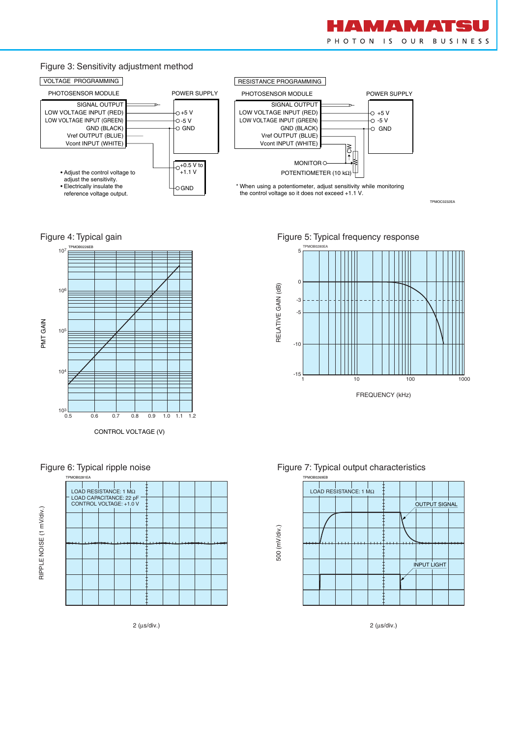## Figure 3: Sensitivity adjustment method

VOLTAGE PROGRAMMING

PHOTOSENSOR MODULE — POWER SUPPLY

SIGNAL OUTPUT
LOW VOLTAGE INPUT (RED) — +5 V
LOW VOLTAGE INPUT (GREEN) — -5 V
GND (BLACK) — GND
Vref OUTPUT (BLUE)
Vcont INPUT (WHITE) — +0.5 V to +1.1 V / GND

- Adjust the control voltage to adjust the sensitivity.
- Electrically insulate the reference voltage output.

RESISTANCE PROGRAMMING

PHOTOSENSOR MODULE — POWER SUPPLY

SIGNAL OUTPUT
LOW VOLTAGE INPUT (RED) — +5 V
LOW VOLTAGE INPUT (GREEN) — -5 V
GND (BLACK) — GND
Vref OUTPUT (BLUE)
Vcont INPUT (WHITE)

CW

MONITOR

POTENTIOMETER (10 kΩ)

* When using a potentiometer, adjust sensitivity while monitoring the control voltage so it does not exceed +1.1 V.

TPMOC0232EA

## Figure 4: Typical gain

TPMOB0226EB

PMT GAIN ($10^3$ to $10^7$) vs. CONTROL VOLTAGE (V) (0.5 to 1.2)

## Figure 5: Typical frequency response

TPMOB0280EA

RELATIVE GAIN (dB) (5 to -15) vs. FREQUENCY (kHz) (1 to 1000)

## Figure 6: Typical ripple noise

TPMOB0281EA

LOAD RESISTANCE: 1 MΩ
LOAD CAPACITANCE: 22 pF
CONTROL VOLTAGE: +1.0 V

RIPPLE NOISE (1 mV/div.)

2 (µs/div.)

## Figure 7: Typical output characteristics

TPMOB0269EB

LOAD RESISTANCE: 1 MΩ

OUTPUT SIGNAL

INPUT LIGHT

500 (mV/div.)

2 (µs/div.)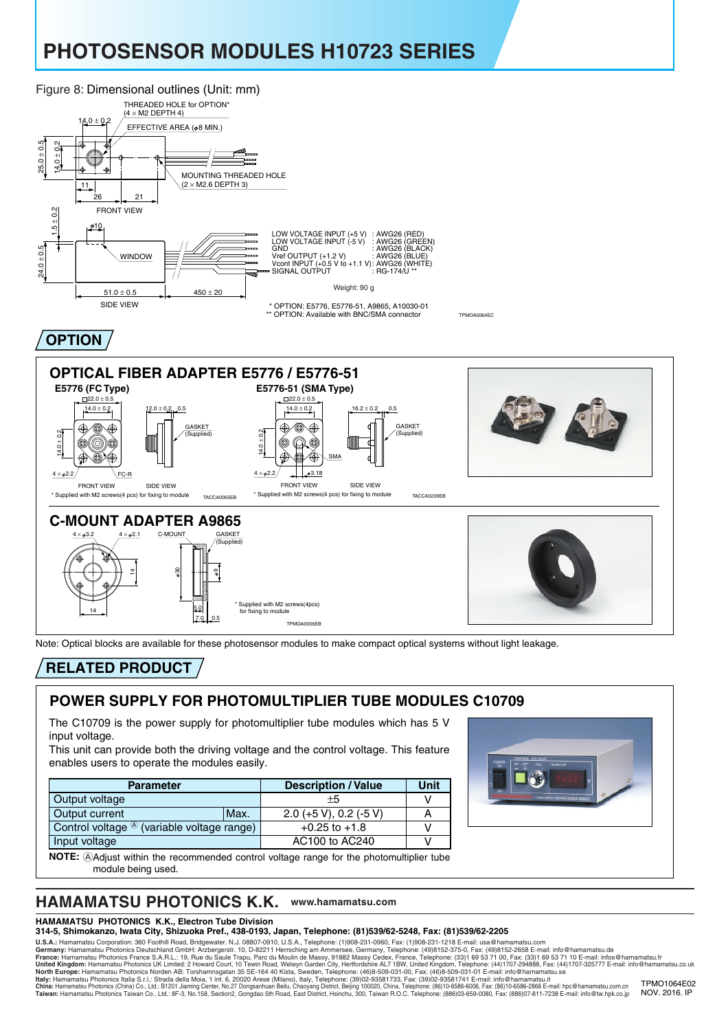# PHOTOSENSOR MODULES H10723 SERIES

Figure 8: Dimensional outlines (Unit: mm)

THREADED HOLE for OPTION*
(4 × M2 DEPTH 4)
14.0 ± 0.2
EFFECTIVE AREA (ϕ8 MIN.)
25.0 ± 0.5
14.0 ± 0.2
MOUNTING THREADED HOLE
(2 × M2.6 DEPTH 3)
11
26
21
FRONT VIEW
1.5 ± 0.2
ϕ10
24.0 ± 0.5
WINDOW
51.0 ± 0.5
450 ± 20
SIDE VIEW

LOW VOLTAGE INPUT (+5 V) : AWG26 (RED)
LOW VOLTAGE INPUT (-5 V) : AWG26 (GREEN)
GND : AWG26 (BLACK)
Vref OUTPUT (+1.2 V) : AWG26 (BLUE)
Vcont INPUT (+0.5 V to +1.1 V): AWG26 (WHITE)
SIGNAL OUTPUT : RG-174/U **

Weight: 90 g

\* OPTION: E5776, E5776-51, A9865, A10030-01
\*\* OPTION: Available with BNC/SMA connector

TPMOA0064EC

## OPTION

### OPTICAL FIBER ADAPTER E5776 / E5776-51

**E5776 (FC Type)**

□22.0 ± 0.5
14.0 ± 0.2
12.0 ± 0.2
0.5
GASKET (Supplied)
14.0 ± 0.2
4 × ϕ2.2
FC-R
FRONT VIEW
SIDE VIEW

\* Supplied with M2 screws(4 pcs) for fixing to module

TACCA0055EB

**E5776-51 (SMA Type)**

□22.0 ± 0.5
14.0 ± 0.2
16.2 ± 0.2
0.5
GASKET (Supplied)
14.0 ± 0.2
SMA
4 × ϕ2.2
ϕ3.18
FRONT VIEW
SIDE VIEW

\* Supplied with M2 screws(4 pcs) for fixing to module

TACCA0239EB

### C-MOUNT ADAPTER A9865

4 × ϕ3.2
4 × ϕ2.1
C-MOUNT
GASKET (Supplied)
14
14
ϕ30
ϕ9
5.0
7.0
0.5

\* Supplied with M2 screws(4pcs) for fixing to module

TPMOA0056EB

Note: Optical blocks are available for these photosensor modules to make compact optical systems without light leakage.

## RELATED PRODUCT

### POWER SUPPLY FOR PHOTOMULTIPLIER TUBE MODULES C10709

The C10709 is the power supply for photomultiplier tube modules which has 5 V input voltage.

This unit can provide both the driving voltage and the control voltage. This feature enables users to operate the modules easily.

| Parameter | | Description / Value | Unit |
|---|---|---|---|
| Output voltage | | ±5 | V |
| Output current | Max. | 2.0 (+5 V), 0.2 (-5 V) | A |
| Control voltage Ⓐ (variable voltage range) | | +0.25 to +1.8 | V |
| Input voltage | | AC100 to AC240 | V |

**NOTE:** ⒶAdjust within the recommended control voltage range for the photomultiplier tube module being used.

## HAMAMATSU PHOTONICS K.K. www.hamamatsu.com

**HAMAMATSU PHOTONICS K.K., Electron Tube Division**
**314-5, Shimokanzo, Iwata City, Shizuoka Pref., 438-0193, Japan, Telephone: (81)539/62-5248, Fax: (81)539/62-2205**

**U.S.A.:** Hamamatsu Corporation: 360 Foothill Road, Bridgewater. N.J. 08807-0910, U.S.A., Telephone: (1)908-231-0960, Fax: (1)908-231-1218 E-mail: usa@hamamatsu.com
**Germany:** Hamamatsu Photonics Deutschland GmbH: Arzbergerstr. 10, D-82211 Herrsching am Ammersee, Germany, Telephone: (49)8152-375-0, Fax: (49)8152-2658 E-mail: info@hamamatsu.de
**France:** Hamamatsu Photonics France S.A.R.L.: 19, Rue du Saule Trapu, Parc du Moulin de Massy, 91882 Massy Cedex, France, Telephone: (33)1 69 53 71 00, Fax: (33)1 69 53 71 10 E-mail: infos@hamamatsu.fr
**United Kingdom:** Hamamatsu Photonics UK Limited: 2 Howard Court, 10 Tewin Road, Welwyn Garden City, Hertfordshire AL7 1BW, United Kingdom, Telephone: (44)1707-294888, Fax: (44)1707-325777 E-mail: info@hamamatsu.co.uk
**North Europe:** Hamamatsu Photonics Norden AB: Torshamnsgatan 35 SE-164 40 Kista, Sweden, Telephone: (46)8-509-031-00, Fax: (46)8-509-031-01 E-mail: info@hamamatsu.se
**Italy:** Hamamatsu Photonics Italia S.r.l.: Strada della Moia, 1 int. 6, 20020 Arese (Milano), Italy, Telephone: (39)02-93581733, Fax: (39)02-93581741 E-mail: info@hamamatsu.it
**China:** Hamamatsu Photonics (China) Co., Ltd.: B1201 Jiaming Center, No.27 Dongsanhuan Beilu, Chaoyang District, Beijing 100020, China, Telephone: (86)10-6586-6006, Fax: (86)10-6586-2866 E-mail: hpc@hamamatsu.com.cn
**Taiwan:** Hamamatsu Photonics Taiwan Co., Ltd.: 8F-3, No.158, Section2, Gongdao 5th Road, East District, Hsinchu, 300, Taiwan R.O.C. Telephone: (886)03-659-0080, Fax: (886)07-811-7238 E-mail: info@tw.hpk.co.jp

TPMO1064E02
NOV. 2016. IP